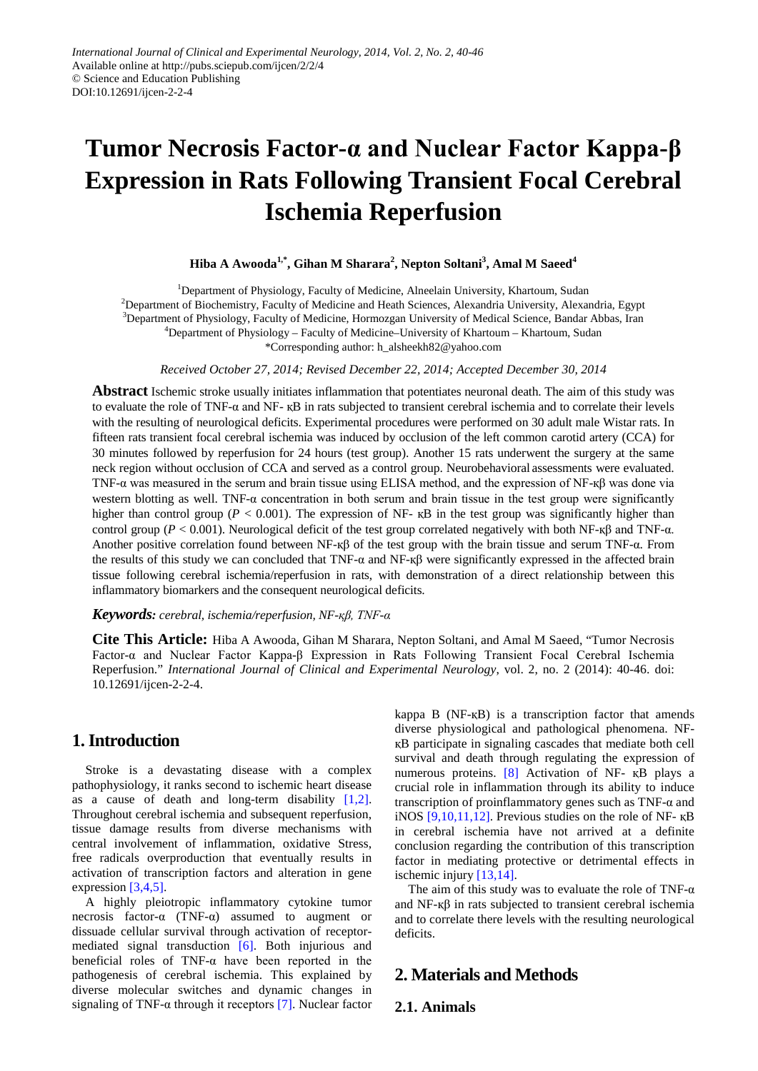International Journal of Clinical and Experimental Neurology, 2014, Vol. 2, No. 2, 40-46
Available online at http://pubs.sciepub.com/ijcen/2/2/4
© Science and Education Publishing
DOI:10.12691/ijcen-2-2-4

# Tumor Necrosis Factor-α and Nuclear Factor Kappa-β Expression in Rats Following Transient Focal Cerebral Ischemia Reperfusion

**Hiba A Awooda[1,*], Gihan M Sharara[2], Nepton Soltani[3], Amal M Saeed[4]**

[1]Department of Physiology, Faculty of Medicine, Alneelain University, Khartoum, Sudan
[2]Department of Biochemistry, Faculty of Medicine and Heath Sciences, Alexandria University, Alexandria, Egypt
[3]Department of Physiology, Faculty of Medicine, Hormozgan University of Medical Science, Bandar Abbas, Iran
[4]Department of Physiology – Faculty of Medicine–University of Khartoum – Khartoum, Sudan
*Corresponding author: h_alsheekh82@yahoo.com

*Received October 27, 2014; Revised December 22, 2014; Accepted December 30, 2014*

**Abstract** Ischemic stroke usually initiates inflammation that potentiates neuronal death. The aim of this study was to evaluate the role of TNF-α and NF- κB in rats subjected to transient cerebral ischemia and to correlate their levels with the resulting of neurological deficits. Experimental procedures were performed on 30 adult male Wistar rats. In fifteen rats transient focal cerebral ischemia was induced by occlusion of the left common carotid artery (CCA) for 30 minutes followed by reperfusion for 24 hours (test group). Another 15 rats underwent the surgery at the same neck region without occlusion of CCA and served as a control group. Neurobehavioral assessments were evaluated. TNF-α was measured in the serum and brain tissue using ELISA method, and the expression of NF-κβ was done via western blotting as well. TNF-α concentration in both serum and brain tissue in the test group were significantly higher than control group ($P < 0.001$). The expression of NF- κB in the test group was significantly higher than control group ($P < 0.001$). Neurological deficit of the test group correlated negatively with both NF-κβ and TNF-α. Another positive correlation found between NF-κβ of the test group with the brain tissue and serum TNF-α. From the results of this study we can concluded that TNF-α and NF-κβ were significantly expressed in the affected brain tissue following cerebral ischemia/reperfusion in rats, with demonstration of a direct relationship between this inflammatory biomarkers and the consequent neurological deficits.

***Keywords:*** *cerebral, ischemia/reperfusion, NF-κβ, TNF-α*

**Cite This Article:** Hiba A Awooda, Gihan M Sharara, Nepton Soltani, and Amal M Saeed, "Tumor Necrosis Factor-α and Nuclear Factor Kappa-β Expression in Rats Following Transient Focal Cerebral Ischemia Reperfusion." *International Journal of Clinical and Experimental Neurology*, vol. 2, no. 2 (2014): 40-46. doi: 10.12691/ijcen-2-2-4.

## 1. Introduction

Stroke is a devastating disease with a complex pathophysiology, it ranks second to ischemic heart disease as a cause of death and long-term disability [1,2]. Throughout cerebral ischemia and subsequent reperfusion, tissue damage results from diverse mechanisms with central involvement of inflammation, oxidative Stress, free radicals overproduction that eventually results in activation of transcription factors and alteration in gene expression [3,4,5].

A highly pleiotropic inflammatory cytokine tumor necrosis factor-α (TNF-α) assumed to augment or dissuade cellular survival through activation of receptor-mediated signal transduction [6]. Both injurious and beneficial roles of TNF-α have been reported in the pathogenesis of cerebral ischemia. This explained by diverse molecular switches and dynamic changes in signaling of TNF-α through it receptors [7]. Nuclear factor kappa B (NF-κB) is a transcription factor that amends diverse physiological and pathological phenomena. NF-κB participate in signaling cascades that mediate both cell survival and death through regulating the expression of numerous proteins. [8] Activation of NF- κB plays a crucial role in inflammation through its ability to induce transcription of proinflammatory genes such as TNF-α and iNOS [9,10,11,12]. Previous studies on the role of NF- κB in cerebral ischemia have not arrived at a definite conclusion regarding the contribution of this transcription factor in mediating protective or detrimental effects in ischemic injury [13,14].

The aim of this study was to evaluate the role of TNF-α and NF-κβ in rats subjected to transient cerebral ischemia and to correlate there levels with the resulting neurological deficits.

## 2. Materials and Methods

### 2.1. Animals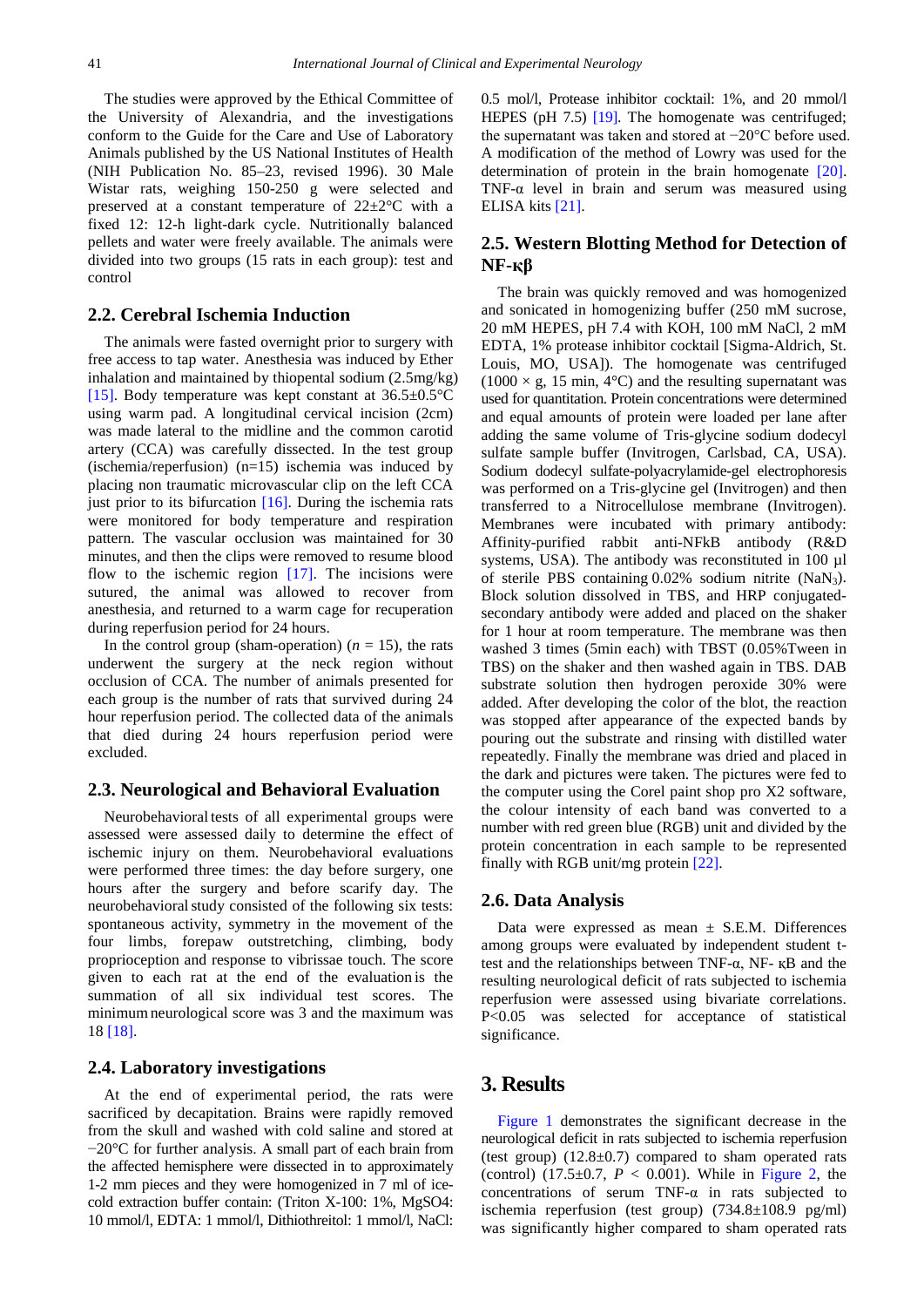The studies were approved by the Ethical Committee of the University of Alexandria, and the investigations conform to the Guide for the Care and Use of Laboratory Animals published by the US National Institutes of Health (NIH Publication No. 85–23, revised 1996). 30 Male Wistar rats, weighing 150-250 g were selected and preserved at a constant temperature of 22±2°C with a fixed 12: 12-h light-dark cycle. Nutritionally balanced pellets and water were freely available. The animals were divided into two groups (15 rats in each group): test and control

## 2.2. Cerebral Ischemia Induction

The animals were fasted overnight prior to surgery with free access to tap water. Anesthesia was induced by Ether inhalation and maintained by thiopental sodium (2.5mg/kg) [15]. Body temperature was kept constant at 36.5±0.5°C using warm pad. A longitudinal cervical incision (2cm) was made lateral to the midline and the common carotid artery (CCA) was carefully dissected. In the test group (ischemia/reperfusion) (n=15) ischemia was induced by placing non traumatic microvascular clip on the left CCA just prior to its bifurcation [16]. During the ischemia rats were monitored for body temperature and respiration pattern. The vascular occlusion was maintained for 30 minutes, and then the clips were removed to resume blood flow to the ischemic region [17]. The incisions were sutured, the animal was allowed to recover from anesthesia, and returned to a warm cage for recuperation during reperfusion period for 24 hours.

In the control group (sham-operation) ($n$ = 15), the rats underwent the surgery at the neck region without occlusion of CCA. The number of animals presented for each group is the number of rats that survived during 24 hour reperfusion period. The collected data of the animals that died during 24 hours reperfusion period were excluded.

## 2.3. Neurological and Behavioral Evaluation

Neurobehavioral tests of all experimental groups were assessed were assessed daily to determine the effect of ischemic injury on them. Neurobehavioral evaluations were performed three times: the day before surgery, one hours after the surgery and before scarify day. The neurobehavioral study consisted of the following six tests: spontaneous activity, symmetry in the movement of the four limbs, forepaw outstretching, climbing, body proprioception and response to vibrissae touch. The score given to each rat at the end of the evaluation is the summation of all six individual test scores. The minimum neurological score was 3 and the maximum was 18 [18].

## 2.4. Laboratory investigations

At the end of experimental period, the rats were sacrificed by decapitation. Brains were rapidly removed from the skull and washed with cold saline and stored at −20°C for further analysis. A small part of each brain from the affected hemisphere were dissected in to approximately 1-2 mm pieces and they were homogenized in 7 ml of ice-cold extraction buffer contain: (Triton X-100: 1%, $MgSO_4$: 10 mmol/l, EDTA: 1 mmol/l, Dithiothreitol: 1 mmol/l, NaCl: 0.5 mol/l, Protease inhibitor cocktail: 1%, and 20 mmol/l HEPES (pH 7.5) [19]. The homogenate was centrifuged; the supernatant was taken and stored at −20°C before used. A modification of the method of Lowry was used for the determination of protein in the brain homogenate [20]. TNF-α level in brain and serum was measured using ELISA kits [21].

## 2.5. Western Blotting Method for Detection of NF-κβ

The brain was quickly removed and was homogenized and sonicated in homogenizing buffer (250 mM sucrose, 20 mM HEPES, pH 7.4 with KOH, 100 mM NaCl, 2 mM EDTA, 1% protease inhibitor cocktail [Sigma-Aldrich, St. Louis, MO, USA]). The homogenate was centrifuged (1000 × g, 15 min, 4°C) and the resulting supernatant was used for quantitation. Protein concentrations were determined and equal amounts of protein were loaded per lane after adding the same volume of Tris-glycine sodium dodecyl sulfate sample buffer (Invitrogen, Carlsbad, CA, USA). Sodium dodecyl sulfate-polyacrylamide-gel electrophoresis was performed on a Tris-glycine gel (Invitrogen) and then transferred to a Nitrocellulose membrane (Invitrogen). Membranes were incubated with primary antibody: Affinity-purified rabbit anti-NFkB antibody (R&D systems, USA). The antibody was reconstituted in 100 µl of sterile PBS containing 0.02% sodium nitrite ($NaN_3$). Block solution dissolved in TBS, and HRP conjugated-secondary antibody were added and placed on the shaker for 1 hour at room temperature. The membrane was then washed 3 times (5min each) with TBST (0.05%Tween in TBS) on the shaker and then washed again in TBS. DAB substrate solution then hydrogen peroxide 30% were added. After developing the color of the blot, the reaction was stopped after appearance of the expected bands by pouring out the substrate and rinsing with distilled water repeatedly. Finally the membrane was dried and placed in the dark and pictures were taken. The pictures were fed to the computer using the Corel paint shop pro X2 software, the colour intensity of each band was converted to a number with red green blue (RGB) unit and divided by the protein concentration in each sample to be represented finally with RGB unit/mg protein [22].

## 2.6. Data Analysis

Data were expressed as mean ± S.E.M. Differences among groups were evaluated by independent student t-test and the relationships between TNF-α, NF- κB and the resulting neurological deficit of rats subjected to ischemia reperfusion were assessed using bivariate correlations. P<0.05 was selected for acceptance of statistical significance.

# 3. Results

Figure 1 demonstrates the significant decrease in the neurological deficit in rats subjected to ischemia reperfusion (test group) (12.8±0.7) compared to sham operated rats (control) (17.5±0.7, $P$ < 0.001). While in Figure 2, the concentrations of serum TNF-α in rats subjected to ischemia reperfusion (test group) (734.8±108.9 pg/ml) was significantly higher compared to sham operated rats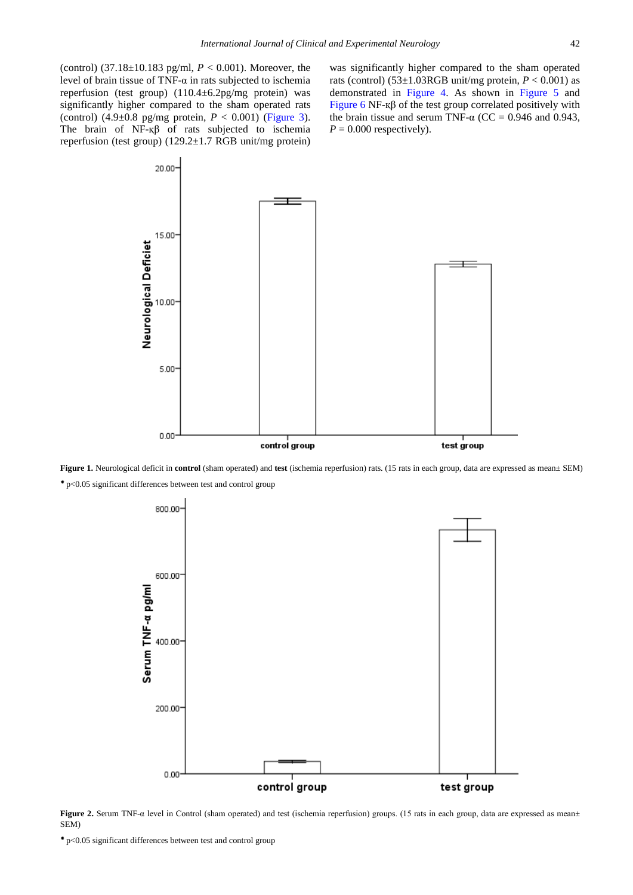(control) (37.18±10.183 pg/ml, $P < 0.001$). Moreover, the level of brain tissue of TNF-α in rats subjected to ischemia reperfusion (test group) (110.4±6.2pg/mg protein) was significantly higher compared to the sham operated rats (control) (4.9±0.8 pg/mg protein, $P < 0.001$) (Figure 3). The brain of NF-κβ of rats subjected to ischemia reperfusion (test group) (129.2±1.7 RGB unit/mg protein) was significantly higher compared to the sham operated rats (control) (53±1.03RGB unit/mg protein, $P < 0.001$) as demonstrated in Figure 4. As shown in Figure 5 and Figure 6 NF-κβ of the test group correlated positively with the brain tissue and serum TNF-α (CC = 0.946 and 0.943, $P = 0.000$ respectively).

**Figure 1.** Neurological deficit in **control** (sham operated) and **test** (ischemia reperfusion) rats. (15 rats in each group, data are expressed as mean± SEM)

* p<0.05 significant differences between test and control group

**Figure 2.** Serum TNF-α level in Control (sham operated) and test (ischemia reperfusion) groups. (15 rats in each group, data are expressed as mean± SEM)

* p<0.05 significant differences between test and control group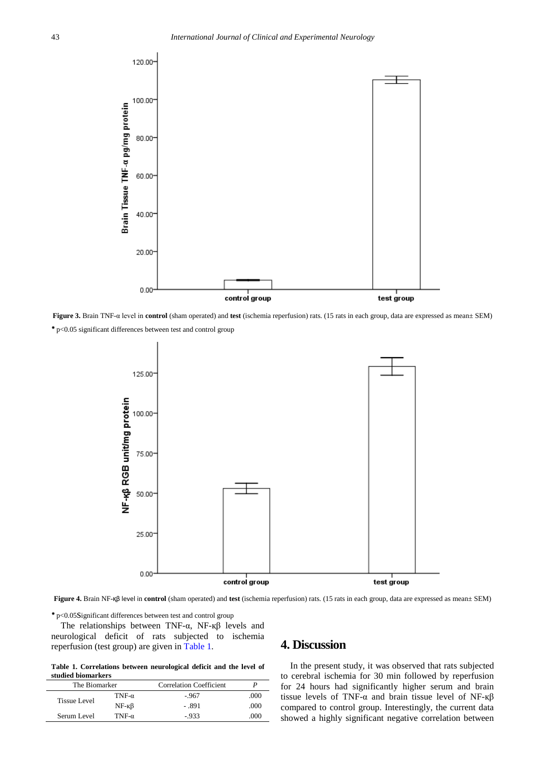**Figure 3.** Brain TNF-α level in **control** (sham operated) and **test** (ischemia reperfusion) rats. (15 rats in each group, data are expressed as mean± SEM)

* p<0.05 significant differences between test and control group

**Figure 4.** Brain NF-κβ level in **control** (sham operated) and **test** (ischemia reperfusion) rats. (15 rats in each group, data are expressed as mean± SEM)

* p<0.05Significant differences between test and control group

The relationships between TNF-α, NF-κβ levels and neurological deficit of rats subjected to ischemia reperfusion (test group) are given in Table 1.

**Table 1. Correlations between neurological deficit and the level of studied biomarkers**

| The Biomarker | | Correlation Coefficient | P |
|---|---|---|---|
| Tissue Level | TNF-α | -.967 | .000 |
| | NF-κβ | - .891 | .000 |
| Serum Level | TNF-α | -.933 | .000 |

## 4. Discussion

In the present study, it was observed that rats subjected to cerebral ischemia for 30 min followed by reperfusion for 24 hours had significantly higher serum and brain tissue levels of TNF-α and brain tissue level of NF-κβ compared to control group. Interestingly, the current data showed a highly significant negative correlation between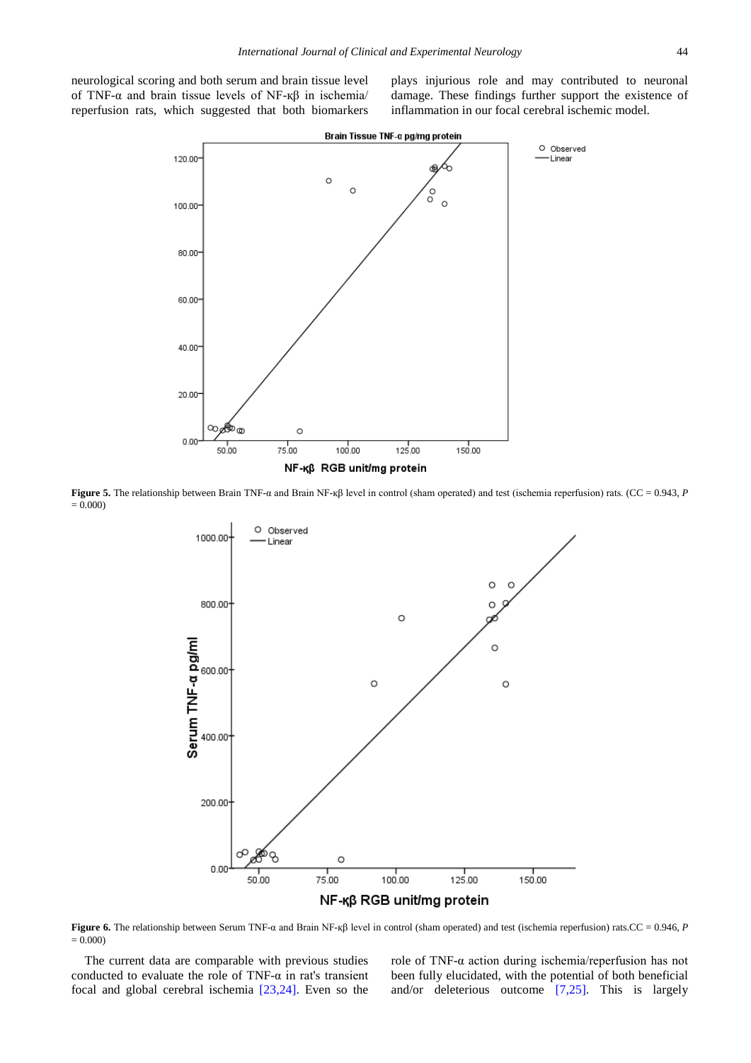neurological scoring and both serum and brain tissue level of TNF-α and brain tissue levels of NF-κβ in ischemia/ reperfusion rats, which suggested that both biomarkers plays injurious role and may contributed to neuronal damage. These findings further support the existence of inflammation in our focal cerebral ischemic model.

**Figure 5.** The relationship between Brain TNF-α and Brain NF-κβ level in control (sham operated) and test (ischemia reperfusion) rats. (CC = 0.943, *P* = 0.000)

**Figure 6.** The relationship between Serum TNF-α and Brain NF-κβ level in control (sham operated) and test (ischemia reperfusion) rats.CC = 0.946, *P* = 0.000)

The current data are comparable with previous studies conducted to evaluate the role of TNF-α in rat's transient focal and global cerebral ischemia [23,24]. Even so the role of TNF-α action during ischemia/reperfusion has not been fully elucidated, with the potential of both beneficial and/or deleterious outcome [7,25]. This is largely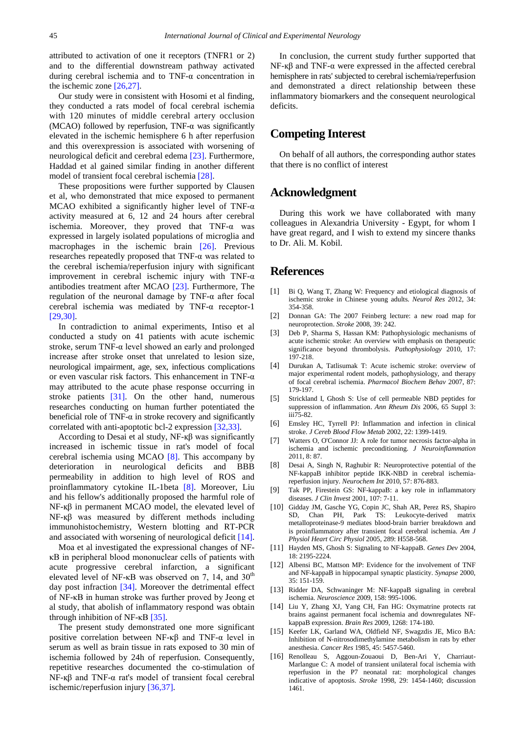attributed to activation of one it receptors (TNFR1 or 2) and to the differential downstream pathway activated during cerebral ischemia and to TNF-α concentration in the ischemic zone [26,27].

Our study were in consistent with Hosomi et al finding, they conducted a rats model of focal cerebral ischemia with 120 minutes of middle cerebral artery occlusion (MCAO) followed by reperfusion, TNF-α was significantly elevated in the ischemic hemisphere 6 h after reperfusion and this overexpression is associated with worsening of neurological deficit and cerebral edema [23]. Furthermore, Haddad et al gained similar finding in another different model of transient focal cerebral ischemia [28].

These propositions were further supported by Clausen et al, who demonstrated that mice exposed to permanent MCAO exhibited a significantly higher level of TNF-α activity measured at 6, 12 and 24 hours after cerebral ischemia. Moreover, they proved that TNF-α was expressed in largely isolated populations of microglia and macrophages in the ischemic brain [26]. Previous researches repeatedly proposed that TNF-α was related to the cerebral ischemia/reperfusion injury with significant improvement in cerebral ischemic injury with TNF-α antibodies treatment after MCAO [23]. Furthermore, The regulation of the neuronal damage by TNF-α after focal cerebral ischemia was mediated by TNF-α receptor-1 [29,30].

In contradiction to animal experiments, Intiso et al conducted a study on 41 patients with acute ischemic stroke, serum TNF-α level showed an early and prolonged increase after stroke onset that unrelated to lesion size, neurological impairment, age, sex, infectious complications or even vascular risk factors. This enhancement in TNF-α may attributed to the acute phase response occurring in stroke patients [31]. On the other hand, numerous researches conducting on human further potentiated the beneficial role of TNF-α in stroke recovery and significantly correlated with anti-apoptotic bcl-2 expression [32,33].

According to Desai et al study, NF-κβ was significantly increased in ischemic tissue in rat's model of focal cerebral ischemia using MCAO [8]. This accompany by deterioration in neurological deficits and BBB permeability in addition to high level of ROS and proinflammatory cytokine IL-1beta [8]. Moreover, Liu and his fellow's additionally proposed the harmful role of NF-κβ in permanent MCAO model, the elevated level of NF-κβ was measured by different methods including immunohistochemistry, Western blotting and RT-PCR and associated with worsening of neurological deficit [14].

Moa et al investigated the expressional changes of NF-κB in peripheral blood mononuclear cells of patients with acute progressive cerebral infarction, a significant elevated level of NF-κB was observed on 7, 14, and 30th day post infraction [34]. Moreover the detrimental effect of NF-κB in human stroke was further proved by Jeong et al study, that abolish of inflammatory respond was obtain through inhibition of NF-κB [35].

The present study demonstrated one more significant positive correlation between NF-κβ and TNF-α level in serum as well as brain tissue in rats exposed to 30 min of ischemia followed by 24h of reperfusion. Consequently, repetitive researches documented the co-stimulation of NF-κβ and TNF-α rat's model of transient focal cerebral ischemic/reperfusion injury [36,37].

In conclusion, the current study further supported that NF-κβ and TNF-α were expressed in the affected cerebral hemisphere in rats' subjected to cerebral ischemia/reperfusion and demonstrated a direct relationship between these inflammatory biomarkers and the consequent neurological deficits.

## Competing Interest

On behalf of all authors, the corresponding author states that there is no conflict of interest

## Acknowledgment

During this work we have collaborated with many colleagues in Alexandria University - Egypt, for whom I have great regard, and I wish to extend my sincere thanks to Dr. Ali. M. Kobil.

## References

[1] Bi Q, Wang T, Zhang W: Frequency and etiological diagnosis of ischemic stroke in Chinese young adults. *Neurol Res* 2012, 34: 354-358.

[2] Donnan GA: The 2007 Feinberg lecture: a new road map for neuroprotection. *Stroke* 2008, 39: 242.

[3] Deb P, Sharma S, Hassan KM: Pathophysiologic mechanisms of acute ischemic stroke: An overview with emphasis on therapeutic significance beyond thrombolysis. *Pathophysiology* 2010, 17: 197-218.

[4] Durukan A, Tatlisumak T: Acute ischemic stroke: overview of major experimental rodent models, pathophysiology, and therapy of focal cerebral ischemia. *Pharmacol Biochem Behav* 2007, 87: 179-197.

[5] Strickland I, Ghosh S: Use of cell permeable NBD peptides for suppression of inflammation. *Ann Rheum Dis* 2006, 65 Suppl 3: iii75-82.

[6] Emsley HC, Tyrrell PJ: Inflammation and infection in clinical stroke. *J Cereb Blood Flow Metab* 2002, 22: 1399-1419.

[7] Watters O, O'Connor JJ: A role for tumor necrosis factor-alpha in ischemia and ischemic preconditioning. *J Neuroinflammation* 2011, 8: 87.

[8] Desai A, Singh N, Raghubir R: Neuroprotective potential of the NF-kappaB inhibitor peptide IKK-NBD in cerebral ischemia-reperfusion injury. *Neurochem Int* 2010, 57: 876-883.

[9] Tak PP, Firestein GS: NF-kappaB: a key role in inflammatory diseases. *J Clin Invest* 2001, 107: 7-11.

[10] Gidday JM, Gasche YG, Copin JC, Shah AR, Perez RS, Shapiro SD, Chan PH, Park TS: Leukocyte-derived matrix metalloproteinase-9 mediates blood-brain barrier breakdown and is proinflammatory after transient focal cerebral ischemia. *Am J Physiol Heart Circ Physiol* 2005, 289: H558-568.

[11] Hayden MS, Ghosh S: Signaling to NF-kappaB. *Genes Dev* 2004, 18: 2195-2224.

[12] Albensi BC, Mattson MP: Evidence for the involvement of TNF and NF-kappaB in hippocampal synaptic plasticity. *Synapse* 2000, 35: 151-159.

[13] Ridder DA, Schwaninger M: NF-kappaB signaling in cerebral ischemia. *Neuroscience* 2009, 158: 995-1006.

[14] Liu Y, Zhang XJ, Yang CH, Fan HG: Oxymatrine protects rat brains against permanent focal ischemia and downregulates NF-kappaB expression. *Brain Res* 2009, 1268: 174-180.

[15] Keefer LK, Garland WA, Oldfield NF, Swagzdis JE, Mico BA: Inhibition of N-nitrosodimethylamine metabolism in rats by ether anesthesia. *Cancer Res* 1985, 45: 5457-5460.

[16] Renolleau S, Aggoun-Zouaoui D, Ben-Ari Y, Charriaut-Marlangue C: A model of transient unilateral focal ischemia with reperfusion in the P7 neonatal rat: morphological changes indicative of apoptosis. *Stroke* 1998, 29: 1454-1460; discussion 1461.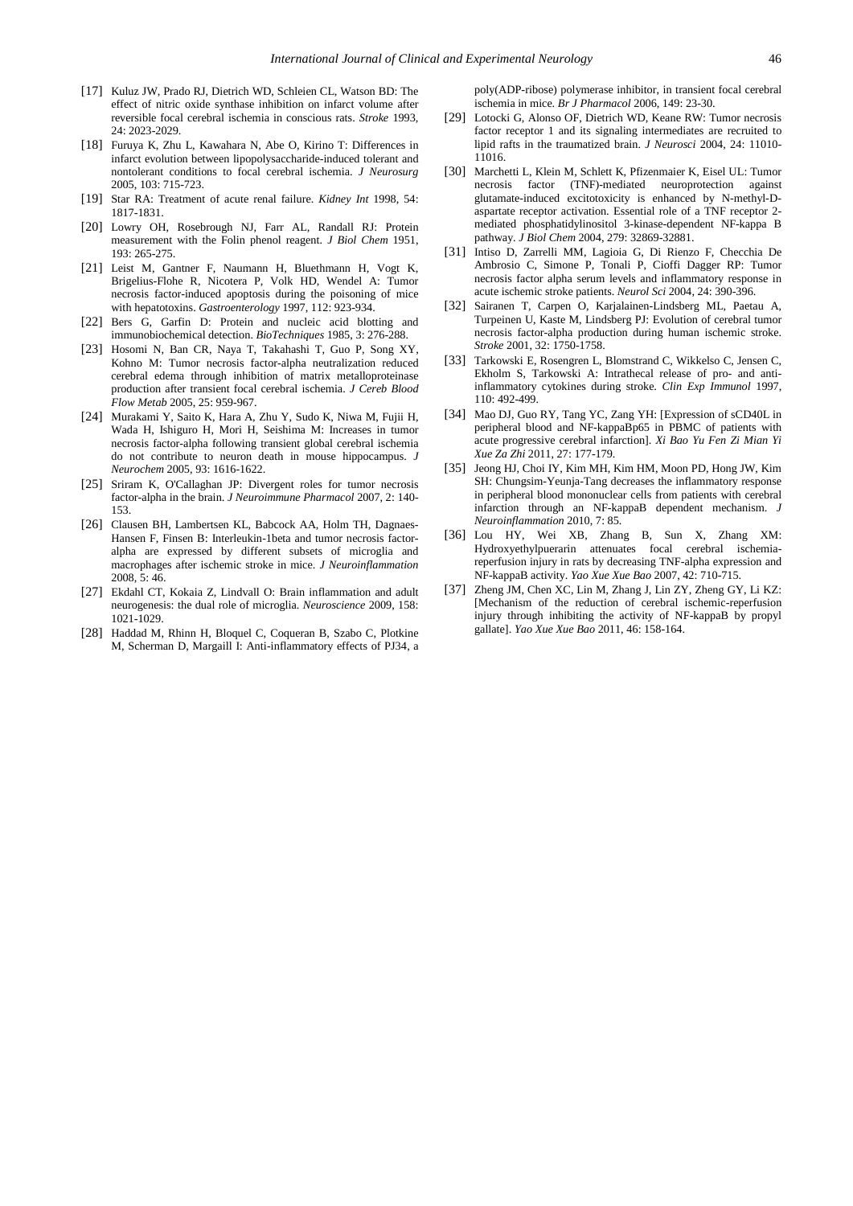[17] Kuluz JW, Prado RJ, Dietrich WD, Schleien CL, Watson BD: The effect of nitric oxide synthase inhibition on infarct volume after reversible focal cerebral ischemia in conscious rats. *Stroke* 1993, 24: 2023-2029.

[18] Furuya K, Zhu L, Kawahara N, Abe O, Kirino T: Differences in infarct evolution between lipopolysaccharide-induced tolerant and nontolerant conditions to focal cerebral ischemia. *J Neurosurg* 2005, 103: 715-723.

[19] Star RA: Treatment of acute renal failure. *Kidney Int* 1998, 54: 1817-1831.

[20] Lowry OH, Rosebrough NJ, Farr AL, Randall RJ: Protein measurement with the Folin phenol reagent. *J Biol Chem* 1951, 193: 265-275.

[21] Leist M, Gantner F, Naumann H, Bluethmann H, Vogt K, Brigelius-Flohe R, Nicotera P, Volk HD, Wendel A: Tumor necrosis factor-induced apoptosis during the poisoning of mice with hepatotoxins. *Gastroenterology* 1997, 112: 923-934.

[22] Bers G, Garfin D: Protein and nucleic acid blotting and immunobiochemical detection. *BioTechniques* 1985, 3: 276-288.

[23] Hosomi N, Ban CR, Naya T, Takahashi T, Guo P, Song XY, Kohno M: Tumor necrosis factor-alpha neutralization reduced cerebral edema through inhibition of matrix metalloproteinase production after transient focal cerebral ischemia. *J Cereb Blood Flow Metab* 2005, 25: 959-967.

[24] Murakami Y, Saito K, Hara A, Zhu Y, Sudo K, Niwa M, Fujii H, Wada H, Ishiguro H, Mori H, Seishima M: Increases in tumor necrosis factor-alpha following transient global cerebral ischemia do not contribute to neuron death in mouse hippocampus. *J Neurochem* 2005, 93: 1616-1622.

[25] Sriram K, O'Callaghan JP: Divergent roles for tumor necrosis factor-alpha in the brain. *J Neuroimmune Pharmacol* 2007, 2: 140-153.

[26] Clausen BH, Lambertsen KL, Babcock AA, Holm TH, Dagnaes-Hansen F, Finsen B: Interleukin-1beta and tumor necrosis factor-alpha are expressed by different subsets of microglia and macrophages after ischemic stroke in mice. *J Neuroinflammation* 2008, 5: 46.

[27] Ekdahl CT, Kokaia Z, Lindvall O: Brain inflammation and adult neurogenesis: the dual role of microglia. *Neuroscience* 2009, 158: 1021-1029.

[28] Haddad M, Rhinn H, Bloquel C, Coqueran B, Szabo C, Plotkine M, Scherman D, Margaill I: Anti-inflammatory effects of PJ34, a poly(ADP-ribose) polymerase inhibitor, in transient focal cerebral ischemia in mice. *Br J Pharmacol* 2006, 149: 23-30.

[29] Lotocki G, Alonso OF, Dietrich WD, Keane RW: Tumor necrosis factor receptor 1 and its signaling intermediates are recruited to lipid rafts in the traumatized brain. *J Neurosci* 2004, 24: 11010-11016.

[30] Marchetti L, Klein M, Schlett K, Pfizenmaier K, Eisel UL: Tumor necrosis factor (TNF)-mediated neuroprotection against glutamate-induced excitotoxicity is enhanced by N-methyl-D-aspartate receptor activation. Essential role of a TNF receptor 2-mediated phosphatidylinositol 3-kinase-dependent NF-kappa B pathway. *J Biol Chem* 2004, 279: 32869-32881.

[31] Intiso D, Zarrelli MM, Lagioia G, Di Rienzo F, Checchia De Ambrosio C, Simone P, Tonali P, Cioffi Dagger RP: Tumor necrosis factor alpha serum levels and inflammatory response in acute ischemic stroke patients. *Neurol Sci* 2004, 24: 390-396.

[32] Sairanen T, Carpen O, Karjalainen-Lindsberg ML, Paetau A, Turpeinen U, Kaste M, Lindsberg PJ: Evolution of cerebral tumor necrosis factor-alpha production during human ischemic stroke. *Stroke* 2001, 32: 1750-1758.

[33] Tarkowski E, Rosengren L, Blomstrand C, Wikkelso C, Jensen C, Ekholm S, Tarkowski A: Intrathecal release of pro- and anti-inflammatory cytokines during stroke. *Clin Exp Immunol* 1997, 110: 492-499.

[34] Mao DJ, Guo RY, Tang YC, Zang YH: [Expression of sCD40L in peripheral blood and NF-kappaBp65 in PBMC of patients with acute progressive cerebral infarction]. *Xi Bao Yu Fen Zi Mian Yi Xue Za Zhi* 2011, 27: 177-179.

[35] Jeong HJ, Choi IY, Kim MH, Kim HM, Moon PD, Hong JW, Kim SH: Chungsim-Yeunja-Tang decreases the inflammatory response in peripheral blood mononuclear cells from patients with cerebral infarction through an NF-kappaB dependent mechanism. *J Neuroinflammation* 2010, 7: 85.

[36] Lou HY, Wei XB, Zhang B, Sun X, Zhang XM: Hydroxyethylpuerarin attenuates focal cerebral ischemia-reperfusion injury in rats by decreasing TNF-alpha expression and NF-kappaB activity. *Yao Xue Xue Bao* 2007, 42: 710-715.

[37] Zheng JM, Chen XC, Lin M, Zhang J, Lin ZY, Zheng GY, Li KZ: [Mechanism of the reduction of cerebral ischemic-reperfusion injury through inhibiting the activity of NF-kappaB by propyl gallate]. *Yao Xue Xue Bao* 2011, 46: 158-164.